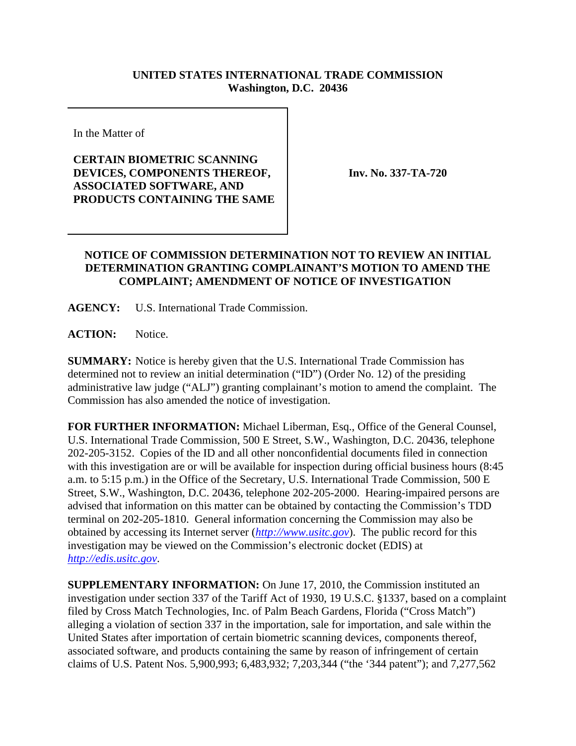**UNITED STATES INTERNATIONAL TRADE COMMISSION**
**Washington, D.C. 20436**

In the Matter of

**CERTAIN BIOMETRIC SCANNING DEVICES, COMPONENTS THEREOF, ASSOCIATED SOFTWARE, AND PRODUCTS CONTAINING THE SAME**

**Inv. No. 337-TA-720**

## NOTICE OF COMMISSION DETERMINATION NOT TO REVIEW AN INITIAL DETERMINATION GRANTING COMPLAINANT'S MOTION TO AMEND THE COMPLAINT; AMENDMENT OF NOTICE OF INVESTIGATION

**AGENCY:** U.S. International Trade Commission.

**ACTION:** Notice.

**SUMMARY:** Notice is hereby given that the U.S. International Trade Commission has determined not to review an initial determination ("ID") (Order No. 12) of the presiding administrative law judge ("ALJ") granting complainant's motion to amend the complaint. The Commission has also amended the notice of investigation.

**FOR FURTHER INFORMATION:** Michael Liberman, Esq., Office of the General Counsel, U.S. International Trade Commission, 500 E Street, S.W., Washington, D.C. 20436, telephone 202-205-3152. Copies of the ID and all other nonconfidential documents filed in connection with this investigation are or will be available for inspection during official business hours (8:45 a.m. to 5:15 p.m.) in the Office of the Secretary, U.S. International Trade Commission, 500 E Street, S.W., Washington, D.C. 20436, telephone 202-205-2000. Hearing-impaired persons are advised that information on this matter can be obtained by contacting the Commission's TDD terminal on 202-205-1810. General information concerning the Commission may also be obtained by accessing its Internet server (*http://www.usitc.gov*). The public record for this investigation may be viewed on the Commission's electronic docket (EDIS) at *http://edis.usitc.gov*.

**SUPPLEMENTARY INFORMATION:** On June 17, 2010, the Commission instituted an investigation under section 337 of the Tariff Act of 1930, 19 U.S.C. §1337, based on a complaint filed by Cross Match Technologies, Inc. of Palm Beach Gardens, Florida ("Cross Match") alleging a violation of section 337 in the importation, sale for importation, and sale within the United States after importation of certain biometric scanning devices, components thereof, associated software, and products containing the same by reason of infringement of certain claims of U.S. Patent Nos. 5,900,993; 6,483,932; 7,203,344 ("the '344 patent"); and 7,277,562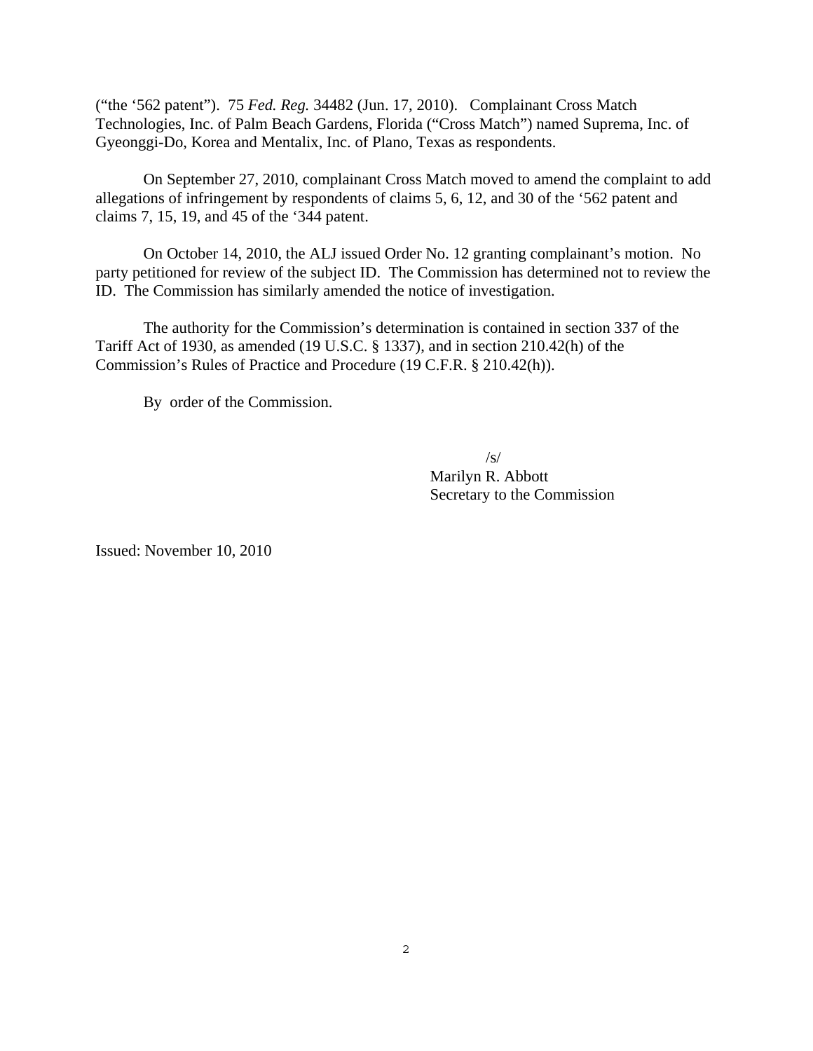("the '562 patent"). 75 *Fed. Reg.* 34482 (Jun. 17, 2010). Complainant Cross Match Technologies, Inc. of Palm Beach Gardens, Florida ("Cross Match") named Suprema, Inc. of Gyeonggi-Do, Korea and Mentalix, Inc. of Plano, Texas as respondents.

On September 27, 2010, complainant Cross Match moved to amend the complaint to add allegations of infringement by respondents of claims 5, 6, 12, and 30 of the '562 patent and claims 7, 15, 19, and 45 of the '344 patent.

On October 14, 2010, the ALJ issued Order No. 12 granting complainant's motion. No party petitioned for review of the subject ID. The Commission has determined not to review the ID. The Commission has similarly amended the notice of investigation.

The authority for the Commission's determination is contained in section 337 of the Tariff Act of 1930, as amended (19 U.S.C. § 1337), and in section 210.42(h) of the Commission's Rules of Practice and Procedure (19 C.F.R. § 210.42(h)).

By order of the Commission.

/s/
Marilyn R. Abbott
Secretary to the Commission

Issued: November 10, 2010